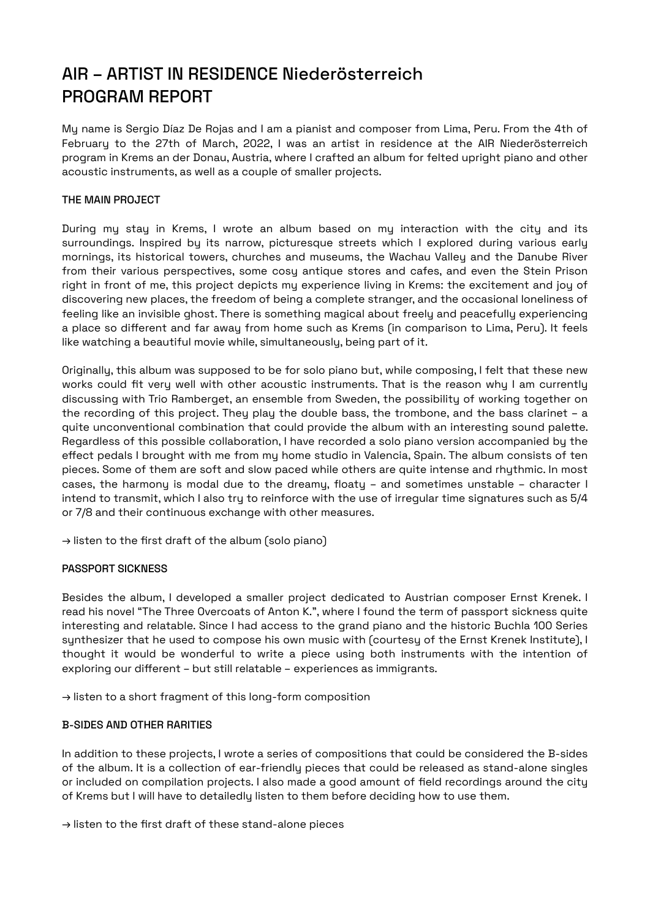# AIR – ARTIST IN RESIDENCE Niederösterreich
# PROGRAM REPORT

My name is Sergio Díaz De Rojas and I am a pianist and composer from Lima, Peru. From the 4th of February to the 27th of March, 2022, I was an artist in residence at the AIR Niederösterreich program in Krems an der Donau, Austria, where I crafted an album for felted upright piano and other acoustic instruments, as well as a couple of smaller projects.

### THE MAIN PROJECT

During my stay in Krems, I wrote an album based on my interaction with the city and its surroundings. Inspired by its narrow, picturesque streets which I explored during various early mornings, its historical towers, churches and museums, the Wachau Valley and the Danube River from their various perspectives, some cosy antique stores and cafes, and even the Stein Prison right in front of me, this project depicts my experience living in Krems: the excitement and joy of discovering new places, the freedom of being a complete stranger, and the occasional loneliness of feeling like an invisible ghost. There is something magical about freely and peacefully experiencing a place so different and far away from home such as Krems (in comparison to Lima, Peru). It feels like watching a beautiful movie while, simultaneously, being part of it.

Originally, this album was supposed to be for solo piano but, while composing, I felt that these new works could fit very well with other acoustic instruments. That is the reason why I am currently discussing with Trio Ramberget, an ensemble from Sweden, the possibility of working together on the recording of this project. They play the double bass, the trombone, and the bass clarinet – a quite unconventional combination that could provide the album with an interesting sound palette. Regardless of this possible collaboration, I have recorded a solo piano version accompanied by the effect pedals I brought with me from my home studio in Valencia, Spain. The album consists of ten pieces. Some of them are soft and slow paced while others are quite intense and rhythmic. In most cases, the harmony is modal due to the dreamy, floaty – and sometimes unstable – character I intend to transmit, which I also try to reinforce with the use of irregular time signatures such as 5/4 or 7/8 and their continuous exchange with other measures.

→ listen to the first draft of the album (solo piano)

### PASSPORT SICKNESS

Besides the album, I developed a smaller project dedicated to Austrian composer Ernst Krenek. I read his novel "The Three Overcoats of Anton K.", where I found the term of passport sickness quite interesting and relatable. Since I had access to the grand piano and the historic Buchla 100 Series synthesizer that he used to compose his own music with (courtesy of the Ernst Krenek Institute), I thought it would be wonderful to write a piece using both instruments with the intention of exploring our different – but still relatable – experiences as immigrants.

→ listen to a short fragment of this long-form composition

### B-SIDES AND OTHER RARITIES

In addition to these projects, I wrote a series of compositions that could be considered the B-sides of the album. It is a collection of ear-friendly pieces that could be released as stand-alone singles or included on compilation projects. I also made a good amount of field recordings around the city of Krems but I will have to detailedly listen to them before deciding how to use them.

→ listen to the first draft of these stand-alone pieces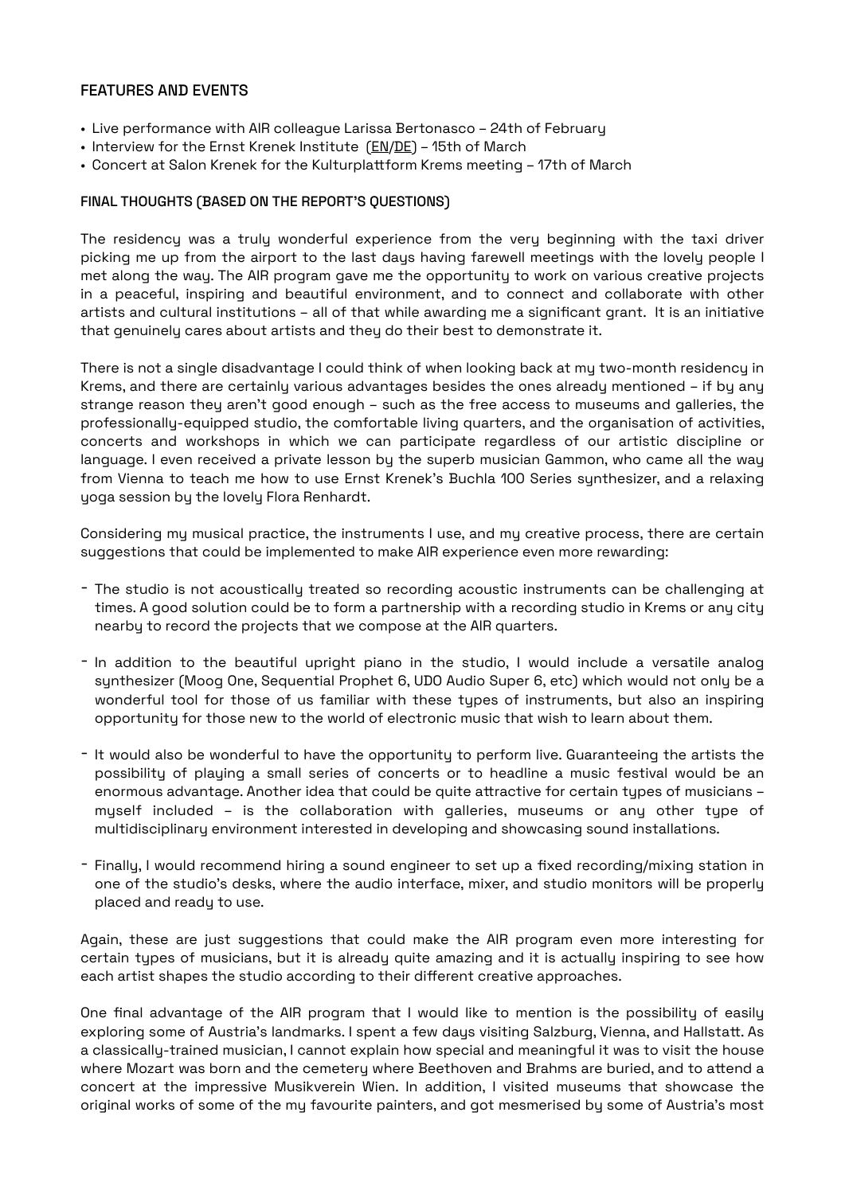## FEATURES AND EVENTS

- Live performance with AIR colleague Larissa Bertonasco – 24th of February
- Interview for the Ernst Krenek Institute (EN/DE) – 15th of March
- Concert at Salon Krenek for the Kulturplattform Krems meeting – 17th of March

### FINAL THOUGHTS (BASED ON THE REPORT'S QUESTIONS)

The residency was a truly wonderful experience from the very beginning with the taxi driver picking me up from the airport to the last days having farewell meetings with the lovely people I met along the way. The AIR program gave me the opportunity to work on various creative projects in a peaceful, inspiring and beautiful environment, and to connect and collaborate with other artists and cultural institutions – all of that while awarding me a significant grant. It is an initiative that genuinely cares about artists and they do their best to demonstrate it.

There is not a single disadvantage I could think of when looking back at my two-month residency in Krems, and there are certainly various advantages besides the ones already mentioned – if by any strange reason they aren't good enough – such as the free access to museums and galleries, the professionally-equipped studio, the comfortable living quarters, and the organisation of activities, concerts and workshops in which we can participate regardless of our artistic discipline or language. I even received a private lesson by the superb musician Gammon, who came all the way from Vienna to teach me how to use Ernst Krenek's Buchla 100 Series synthesizer, and a relaxing yoga session by the lovely Flora Renhardt.

Considering my musical practice, the instruments I use, and my creative process, there are certain suggestions that could be implemented to make AIR experience even more rewarding:

- The studio is not acoustically treated so recording acoustic instruments can be challenging at times. A good solution could be to form a partnership with a recording studio in Krems or any city nearby to record the projects that we compose at the AIR quarters.
- In addition to the beautiful upright piano in the studio, I would include a versatile analog synthesizer (Moog One, Sequential Prophet 6, UDO Audio Super 6, etc) which would not only be a wonderful tool for those of us familiar with these types of instruments, but also an inspiring opportunity for those new to the world of electronic music that wish to learn about them.
- It would also be wonderful to have the opportunity to perform live. Guaranteeing the artists the possibility of playing a small series of concerts or to headline a music festival would be an enormous advantage. Another idea that could be quite attractive for certain types of musicians – myself included – is the collaboration with galleries, museums or any other type of multidisciplinary environment interested in developing and showcasing sound installations.
- Finally, I would recommend hiring a sound engineer to set up a fixed recording/mixing station in one of the studio's desks, where the audio interface, mixer, and studio monitors will be properly placed and ready to use.

Again, these are just suggestions that could make the AIR program even more interesting for certain types of musicians, but it is already quite amazing and it is actually inspiring to see how each artist shapes the studio according to their different creative approaches.

One final advantage of the AIR program that I would like to mention is the possibility of easily exploring some of Austria's landmarks. I spent a few days visiting Salzburg, Vienna, and Hallstatt. As a classically-trained musician, I cannot explain how special and meaningful it was to visit the house where Mozart was born and the cemetery where Beethoven and Brahms are buried, and to attend a concert at the impressive Musikverein Wien. In addition, I visited museums that showcase the original works of some of the my favourite painters, and got mesmerised by some of Austria's most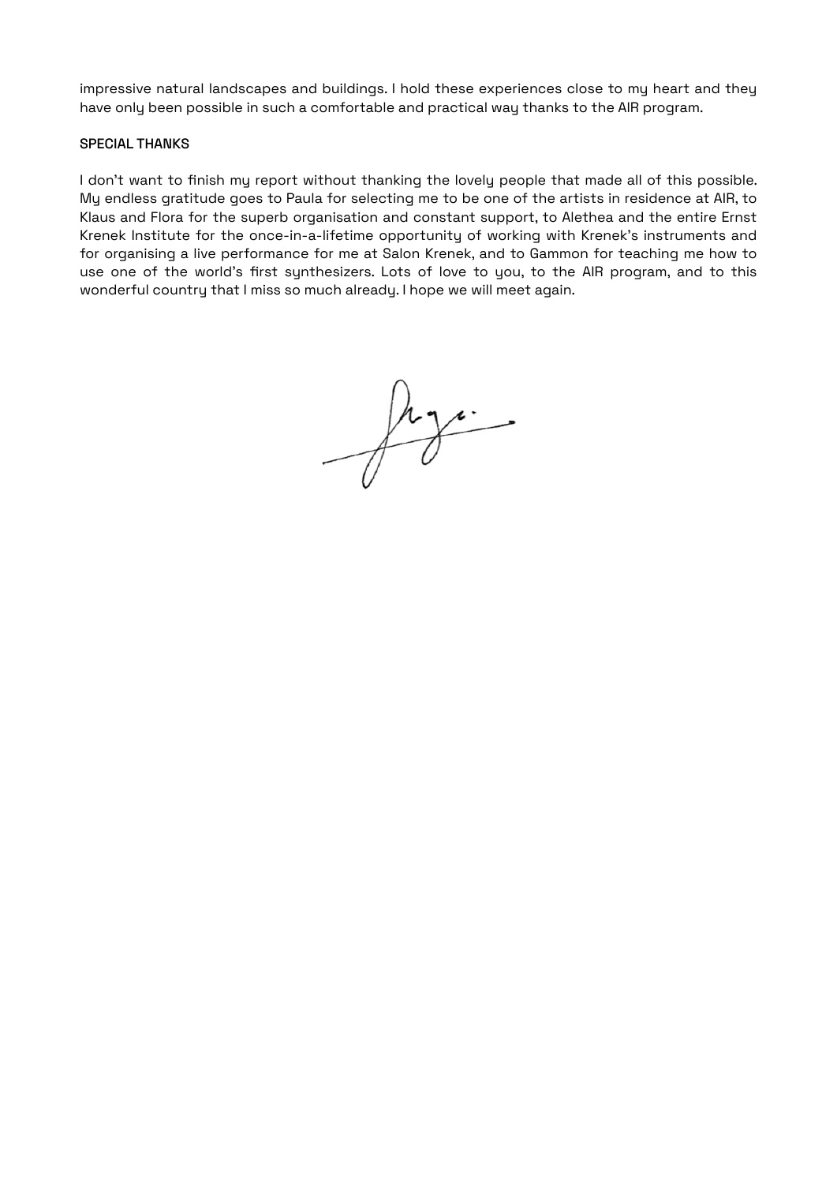impressive natural landscapes and buildings. I hold these experiences close to my heart and they have only been possible in such a comfortable and practical way thanks to the AIR program.

**SPECIAL THANKS**

I don't want to finish my report without thanking the lovely people that made all of this possible. My endless gratitude goes to Paula for selecting me to be one of the artists in residence at AIR, to Klaus and Flora for the superb organisation and constant support, to Alethea and the entire Ernst Krenek Institute for the once-in-a-lifetime opportunity of working with Krenek's instruments and for organising a live performance for me at Salon Krenek, and to Gammon for teaching me how to use one of the world's first synthesizers. Lots of love to you, to the AIR program, and to this wonderful country that I miss so much already. I hope we will meet again.